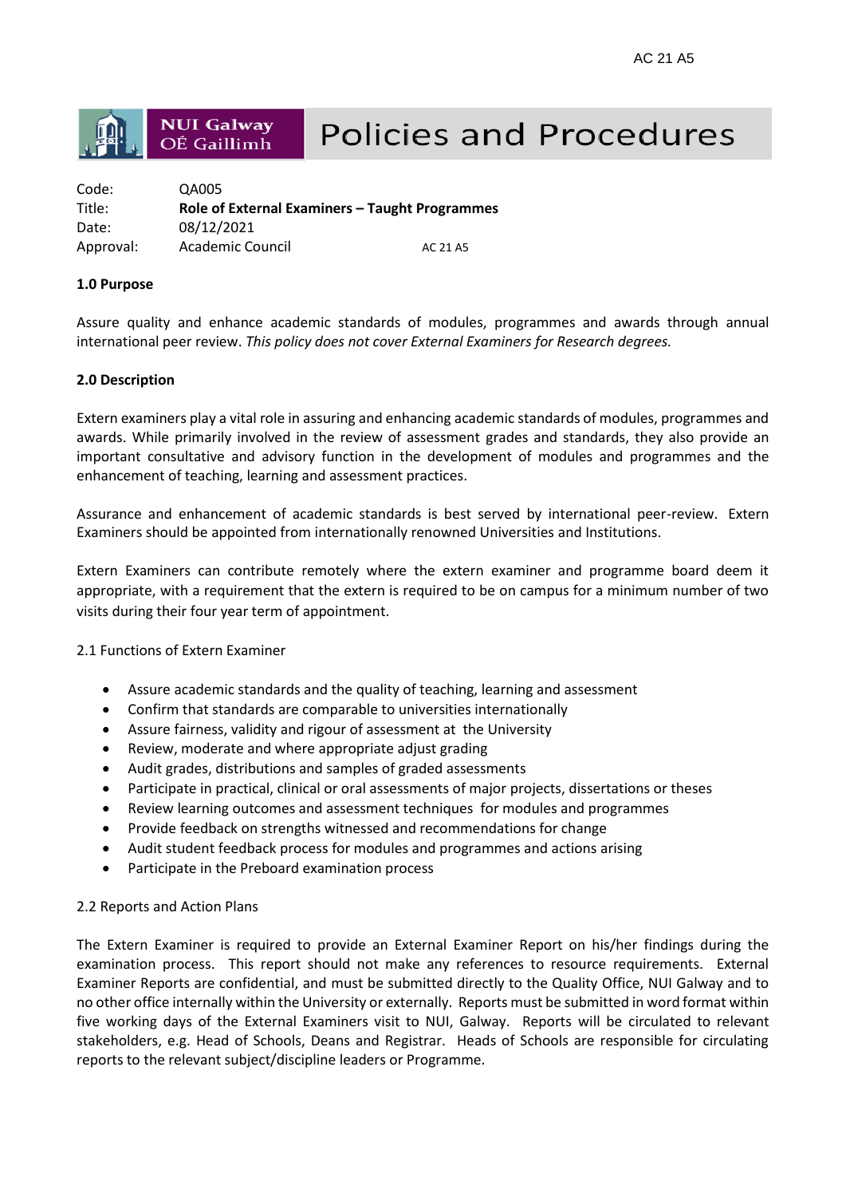AC 21 A5

NUI Galway OÉ Gaillimh

# Policies and Procedures

| | | |
|---|---|---|
| Code: | QA005 | |
| Title: | **Role of External Examiners – Taught Programmes** | |
| Date: | 08/12/2021 | |
| Approval: | Academic Council | AC 21 A5 |

**1.0 Purpose**

Assure quality and enhance academic standards of modules, programmes and awards through annual international peer review. *This policy does not cover External Examiners for Research degrees.*

**2.0 Description**

Extern examiners play a vital role in assuring and enhancing academic standards of modules, programmes and awards. While primarily involved in the review of assessment grades and standards, they also provide an important consultative and advisory function in the development of modules and programmes and the enhancement of teaching, learning and assessment practices.

Assurance and enhancement of academic standards is best served by international peer-review. Extern Examiners should be appointed from internationally renowned Universities and Institutions.

Extern Examiners can contribute remotely where the extern examiner and programme board deem it appropriate, with a requirement that the extern is required to be on campus for a minimum number of two visits during their four year term of appointment.

2.1 Functions of Extern Examiner

- Assure academic standards and the quality of teaching, learning and assessment
- Confirm that standards are comparable to universities internationally
- Assure fairness, validity and rigour of assessment at the University
- Review, moderate and where appropriate adjust grading
- Audit grades, distributions and samples of graded assessments
- Participate in practical, clinical or oral assessments of major projects, dissertations or theses
- Review learning outcomes and assessment techniques for modules and programmes
- Provide feedback on strengths witnessed and recommendations for change
- Audit student feedback process for modules and programmes and actions arising
- Participate in the Preboard examination process

2.2 Reports and Action Plans

The Extern Examiner is required to provide an External Examiner Report on his/her findings during the examination process. This report should not make any references to resource requirements. External Examiner Reports are confidential, and must be submitted directly to the Quality Office, NUI Galway and to no other office internally within the University or externally. Reports must be submitted in word format within five working days of the External Examiners visit to NUI, Galway. Reports will be circulated to relevant stakeholders, e.g. Head of Schools, Deans and Registrar. Heads of Schools are responsible for circulating reports to the relevant subject/discipline leaders or Programme.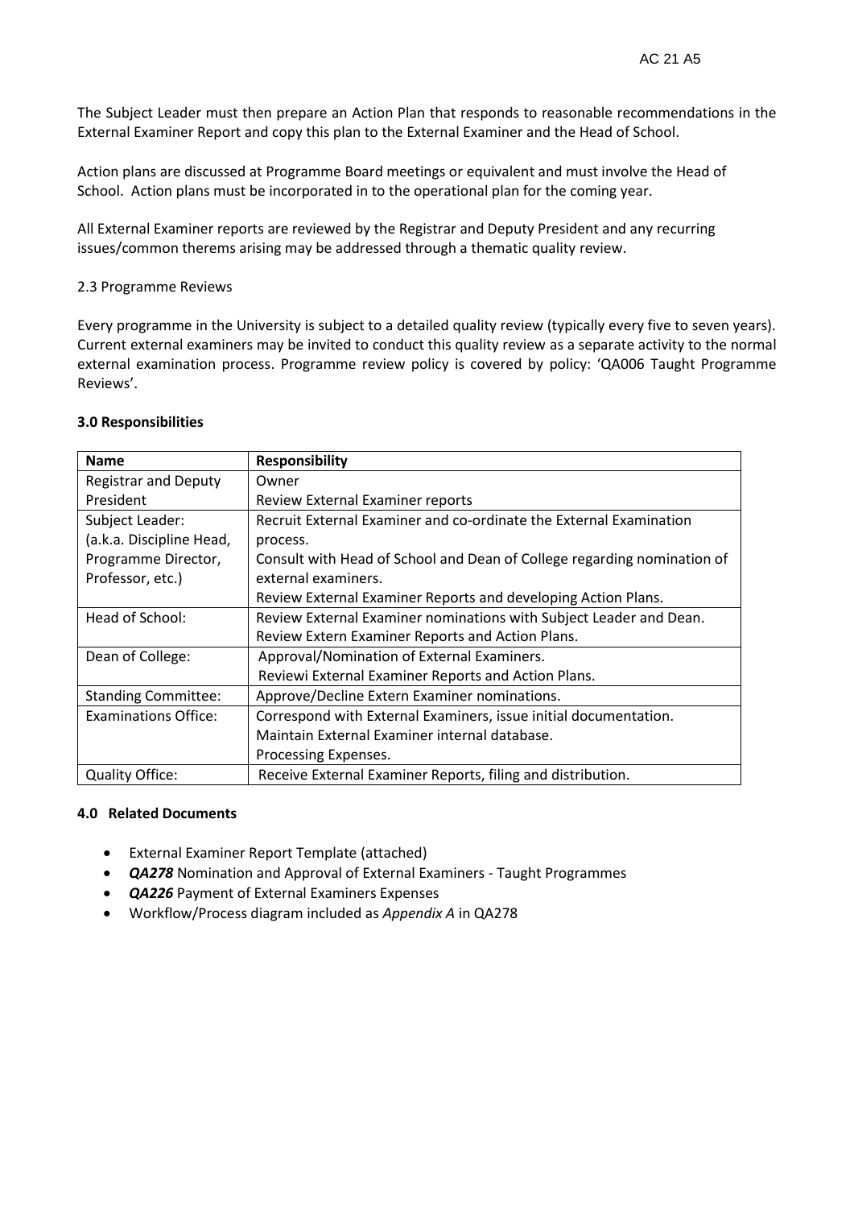The Subject Leader must then prepare an Action Plan that responds to reasonable recommendations in the External Examiner Report and copy this plan to the External Examiner and the Head of School.

Action plans are discussed at Programme Board meetings or equivalent and must involve the Head of School. Action plans must be incorporated in to the operational plan for the coming year.

All External Examiner reports are reviewed by the Registrar and Deputy President and any recurring issues/common therems arising may be addressed through a thematic quality review.

2.3 Programme Reviews

Every programme in the University is subject to a detailed quality review (typically every five to seven years). Current external examiners may be invited to conduct this quality review as a separate activity to the normal external examination process. Programme review policy is covered by policy: 'QA006 Taught Programme Reviews'.

### 3.0 Responsibilities

| Name | Responsibility |
| --- | --- |
| Registrar and Deputy President | Owner<br>Review External Examiner reports |
| Subject Leader:<br>(a.k.a. Discipline Head, Programme Director, Professor, etc.) | Recruit External Examiner and co-ordinate the External Examination process.<br>Consult with Head of School and Dean of College regarding nomination of external examiners.<br>Review External Examiner Reports and developing Action Plans. |
| Head of School: | Review External Examiner nominations with Subject Leader and Dean.<br>Review Extern Examiner Reports and Action Plans. |
| Dean of College: | Approval/Nomination of External Examiners.<br>Reviewi External Examiner Reports and Action Plans. |
| Standing Committee: | Approve/Decline Extern Examiner nominations. |
| Examinations Office: | Correspond with External Examiners, issue initial documentation.<br>Maintain External Examiner internal database.<br>Processing Expenses. |
| Quality Office: | Receive External Examiner Reports, filing and distribution. |

### 4.0 Related Documents

- External Examiner Report Template (attached)
- ***QA278*** Nomination and Approval of External Examiners - Taught Programmes
- ***QA226*** Payment of External Examiners Expenses
- Workflow/Process diagram included as *Appendix A* in QA278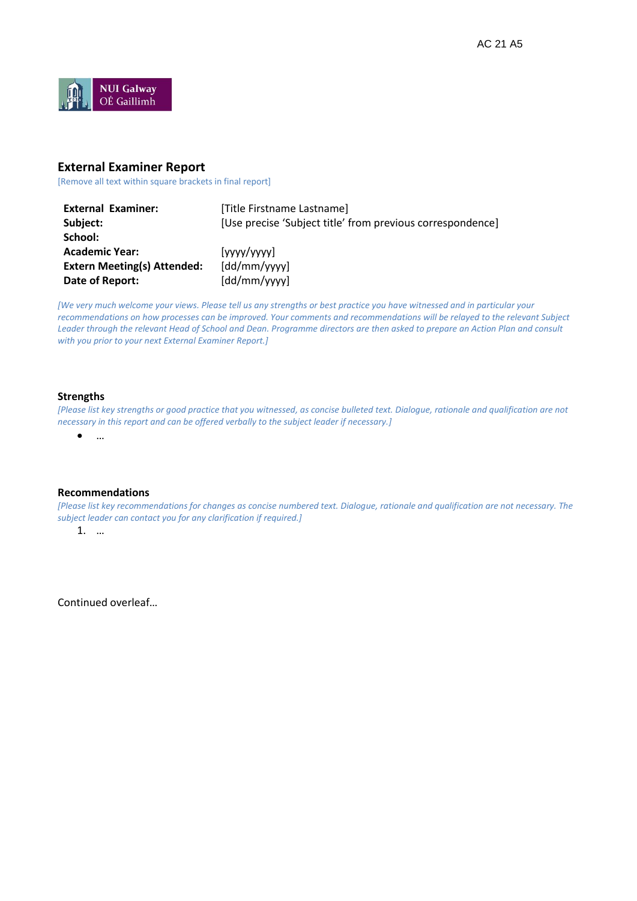AC 21 A5

NUI Galway
OÉ Gaillimh

## External Examiner Report

[Remove all text within square brackets in final report]

| | |
|---|---|
| **External Examiner:** | [Title Firstname Lastname] |
| **Subject:** | [Use precise 'Subject title' from previous correspondence] |
| **School:** | |
| **Academic Year:** | [yyyy/yyyy] |
| **Extern Meeting(s) Attended:** | [dd/mm/yyyy] |
| **Date of Report:** | [dd/mm/yyyy] |

*[We very much welcome your views. Please tell us any strengths or best practice you have witnessed and in particular your recommendations on how processes can be improved. Your comments and recommendations will be relayed to the relevant Subject Leader through the relevant Head of School and Dean. Programme directors are then asked to prepare an Action Plan and consult with you prior to your next External Examiner Report.]*

### Strengths

*[Please list key strengths or good practice that you witnessed, as concise bulleted text. Dialogue, rationale and qualification are not necessary in this report and can be offered verbally to the subject leader if necessary.]*

- …

### Recommendations

*[Please list key recommendations for changes as concise numbered text. Dialogue, rationale and qualification are not necessary. The subject leader can contact you for any clarification if required.]*

1. …

Continued overleaf…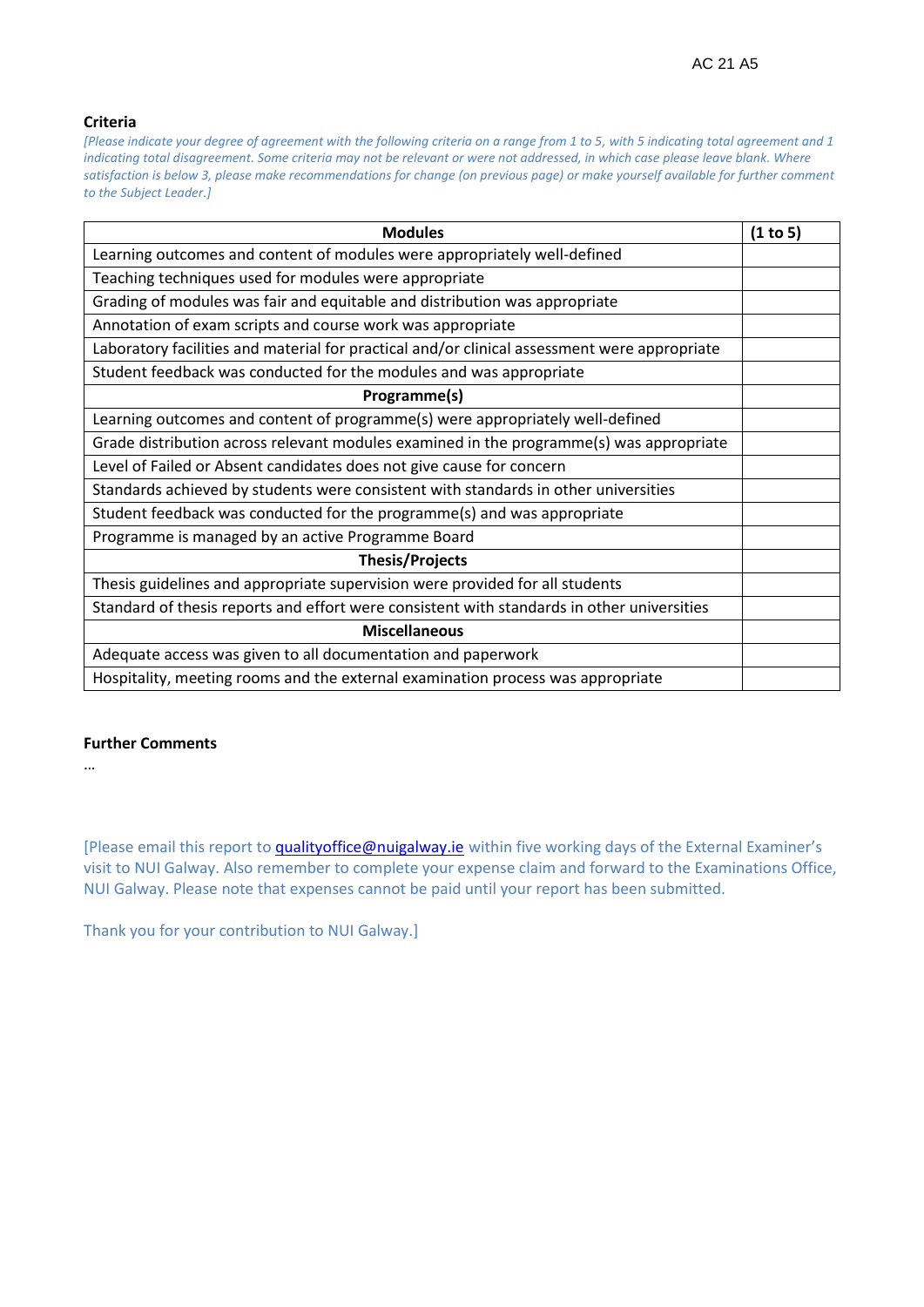AC 21 A5

**Criteria**

*[Please indicate your degree of agreement with the following criteria on a range from 1 to 5, with 5 indicating total agreement and 1 indicating total disagreement. Some criteria may not be relevant or were not addressed, in which case please leave blank. Where satisfaction is below 3, please make recommendations for change (on previous page) or make yourself available for further comment to the Subject Leader.]*

| **Modules** | **(1 to 5)** |
|---|---|
| Learning outcomes and content of modules were appropriately well-defined | |
| Teaching techniques used for modules were appropriate | |
| Grading of modules was fair and equitable and distribution was appropriate | |
| Annotation of exam scripts and course work was appropriate | |
| Laboratory facilities and material for practical and/or clinical assessment were appropriate | |
| Student feedback was conducted for the modules and was appropriate | |
| **Programme(s)** | |
| Learning outcomes and content of programme(s) were appropriately well-defined | |
| Grade distribution across relevant modules examined in the programme(s) was appropriate | |
| Level of Failed or Absent candidates does not give cause for concern | |
| Standards achieved by students were consistent with standards in other universities | |
| Student feedback was conducted for the programme(s) and was appropriate | |
| Programme is managed by an active Programme Board | |
| **Thesis/Projects** | |
| Thesis guidelines and appropriate supervision were provided for all students | |
| Standard of thesis reports and effort were consistent with standards in other universities | |
| **Miscellaneous** | |
| Adequate access was given to all documentation and paperwork | |
| Hospitality, meeting rooms and the external examination process was appropriate | |

**Further Comments**

…

[Please email this report to qualityoffice@nuigalway.ie within five working days of the External Examiner's visit to NUI Galway. Also remember to complete your expense claim and forward to the Examinations Office, NUI Galway. Please note that expenses cannot be paid until your report has been submitted.

Thank you for your contribution to NUI Galway.]